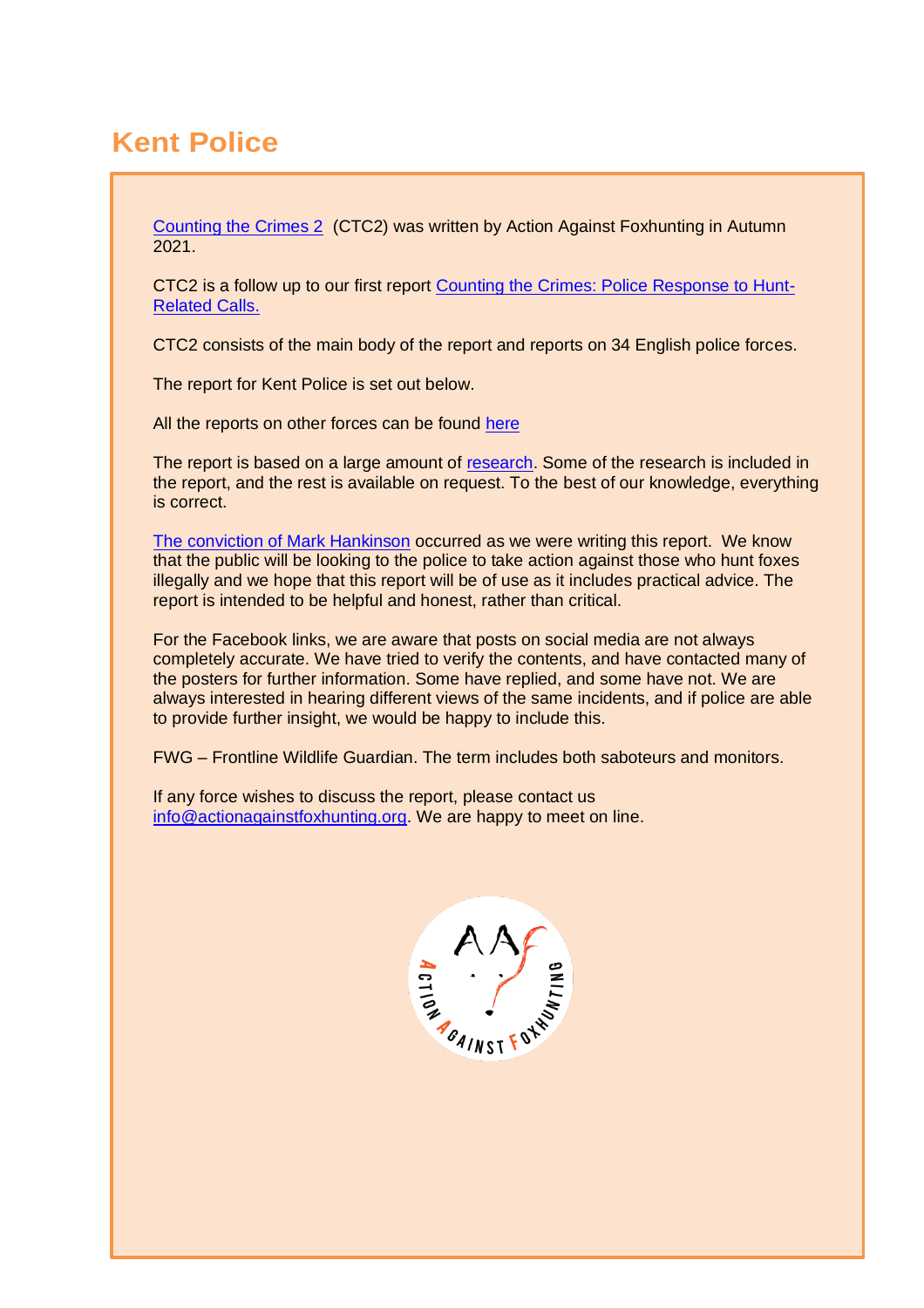# Kent Police

Counting the Crimes 2 (CTC2) was written by Action Against Foxhunting in Autumn 2021.

CTC2 is a follow up to our first report Counting the Crimes: Police Response to Hunt-Related Calls.

CTC2 consists of the main body of the report and reports on 34 English police forces.

The report for Kent Police is set out below.

All the reports on other forces can be found here

The report is based on a large amount of research. Some of the research is included in the report, and the rest is available on request. To the best of our knowledge, everything is correct.

The conviction of Mark Hankinson occurred as we were writing this report. We know that the public will be looking to the police to take action against those who hunt foxes illegally and we hope that this report will be of use as it includes practical advice. The report is intended to be helpful and honest, rather than critical.

For the Facebook links, we are aware that posts on social media are not always completely accurate. We have tried to verify the contents, and have contacted many of the posters for further information. Some have replied, and some have not. We are always interested in hearing different views of the same incidents, and if police are able to provide further insight, we would be happy to include this.

FWG – Frontline Wildlife Guardian. The term includes both saboteurs and monitors.

If any force wishes to discuss the report, please contact us info@actionagainstfoxhunting.org. We are happy to meet on line.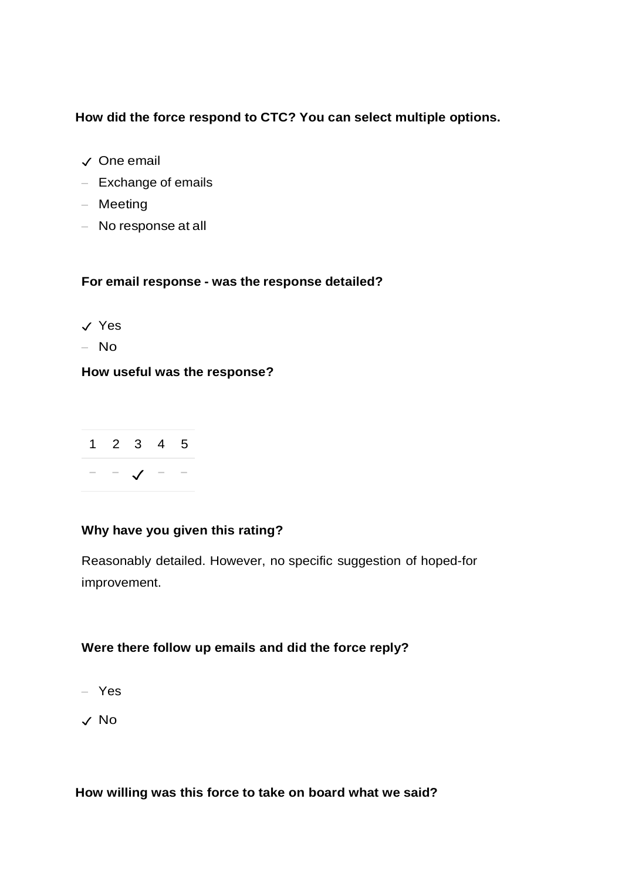**How did the force respond to CTC? You can select multiple options.**

- ✓ One email
- – Exchange of emails
- – Meeting
- – No response at all

**For email response - was the response detailed?**

- ✓ Yes
- – No

**How useful was the response?**

| 1 | 2 | 3 | 4 | 5 |
|---|---|---|---|---|
| – | – | ✓ | – | – |

**Why have you given this rating?**

Reasonably detailed. However, no specific suggestion of hoped-for improvement.

**Were there follow up emails and did the force reply?**

- – Yes
- ✓ No

**How willing was this force to take on board what we said?**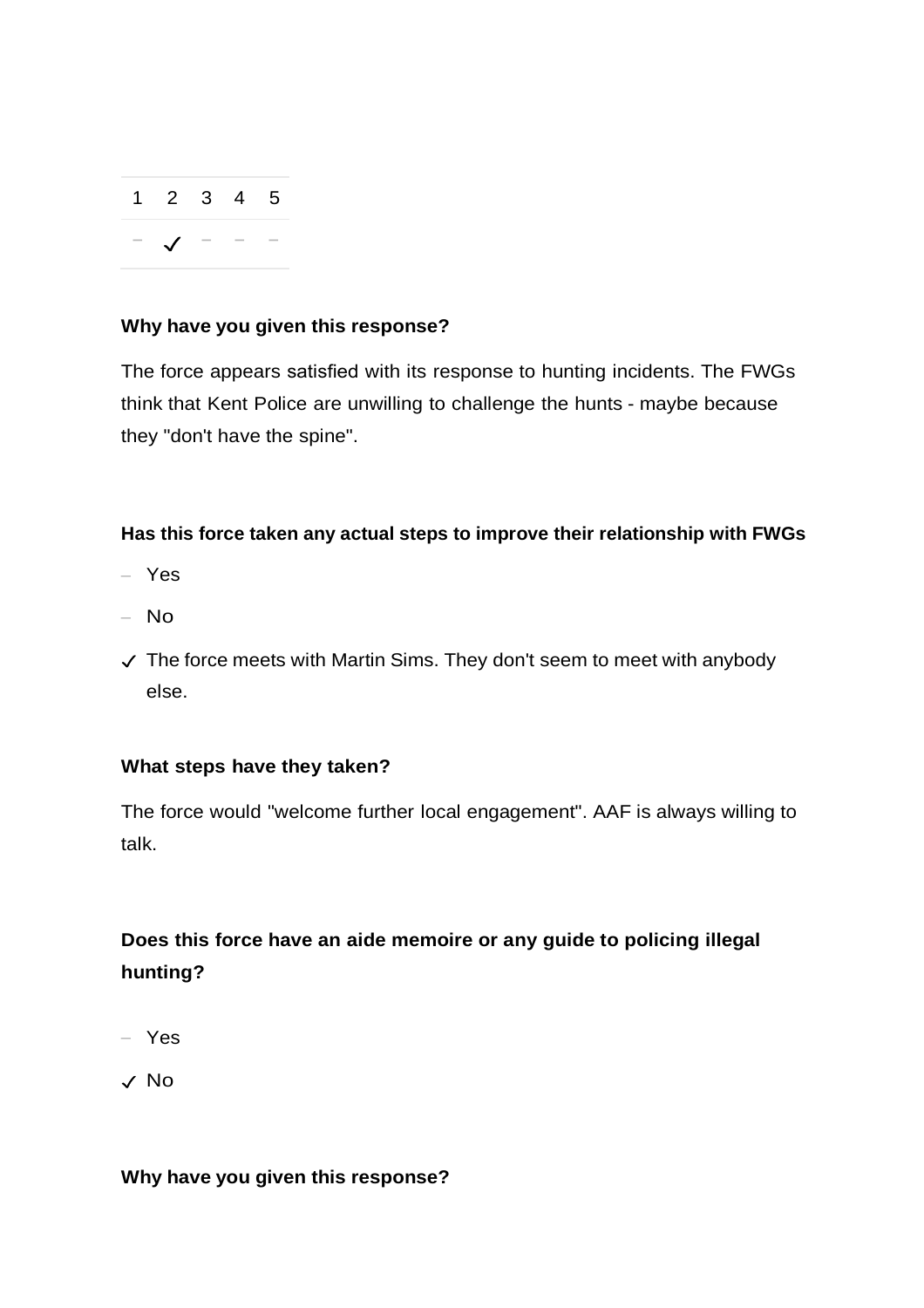| 1 | 2 | 3 | 4 | 5 |
|---|---|---|---|---|
| – | ✓ | – | – | – |

**Why have you given this response?**

The force appears satisfied with its response to hunting incidents. The FWGs think that Kent Police are unwilling to challenge the hunts - maybe because they "don't have the spine".

**Has this force taken any actual steps to improve their relationship with FWGs**

– Yes

– No

✓ The force meets with Martin Sims. They don't seem to meet with anybody else.

**What steps have they taken?**

The force would "welcome further local engagement". AAF is always willing to talk.

**Does this force have an aide memoire or any guide to policing illegal hunting?**

– Yes

✓ No

**Why have you given this response?**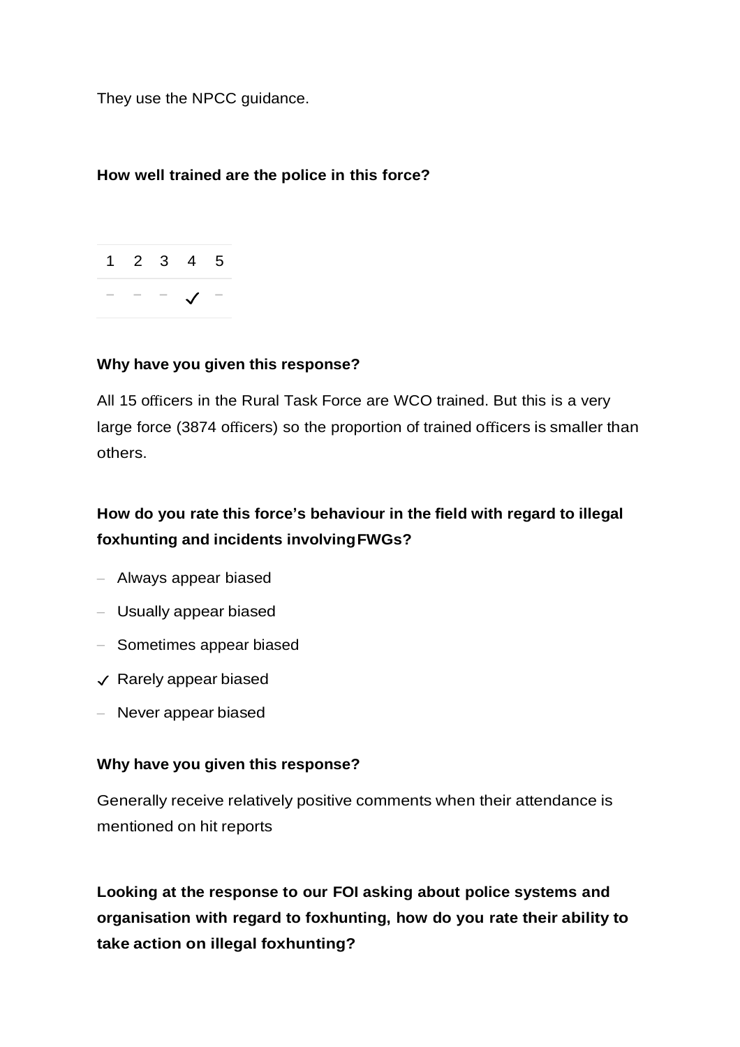They use the NPCC guidance.

**How well trained are the police in this force?**

| 1 | 2 | 3 | 4 | 5 |
|---|---|---|---|---|
| – | – | – | ✓ | – |

**Why have you given this response?**

All 15 officers in the Rural Task Force are WCO trained. But this is a very large force (3874 officers) so the proportion of trained officers is smaller than others.

**How do you rate this force's behaviour in the field with regard to illegal foxhunting and incidents involving FWGs?**

- – Always appear biased
- – Usually appear biased
- – Sometimes appear biased
- ✓ Rarely appear biased
- – Never appear biased

**Why have you given this response?**

Generally receive relatively positive comments when their attendance is mentioned on hit reports

**Looking at the response to our FOI asking about police systems and organisation with regard to foxhunting, how do you rate their ability to take action on illegal foxhunting?**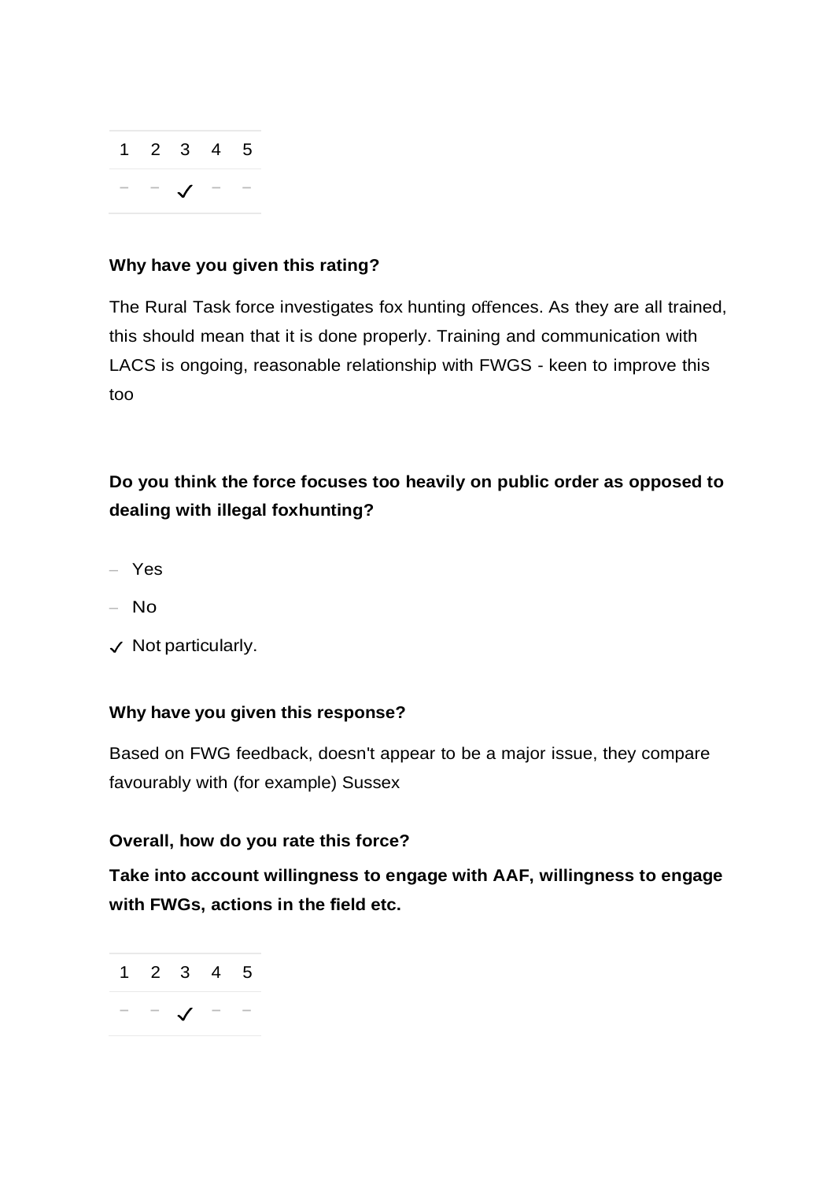| 1 | 2 | 3 | 4 | 5 |
|---|---|---|---|---|
| – | – | ✓ | – | – |

**Why have you given this rating?**

The Rural Task force investigates fox hunting offences. As they are all trained, this should mean that it is done properly. Training and communication with LACS is ongoing, reasonable relationship with FWGS - keen to improve this too

**Do you think the force focuses too heavily on public order as opposed to dealing with illegal foxhunting?**

- – Yes
- – No
- ✓ Not particularly.

**Why have you given this response?**

Based on FWG feedback, doesn't appear to be a major issue, they compare favourably with (for example) Sussex

**Overall, how do you rate this force?**

**Take into account willingness to engage with AAF, willingness to engage with FWGs, actions in the field etc.**

| 1 | 2 | 3 | 4 | 5 |
|---|---|---|---|---|
| – | – | ✓ | – | – |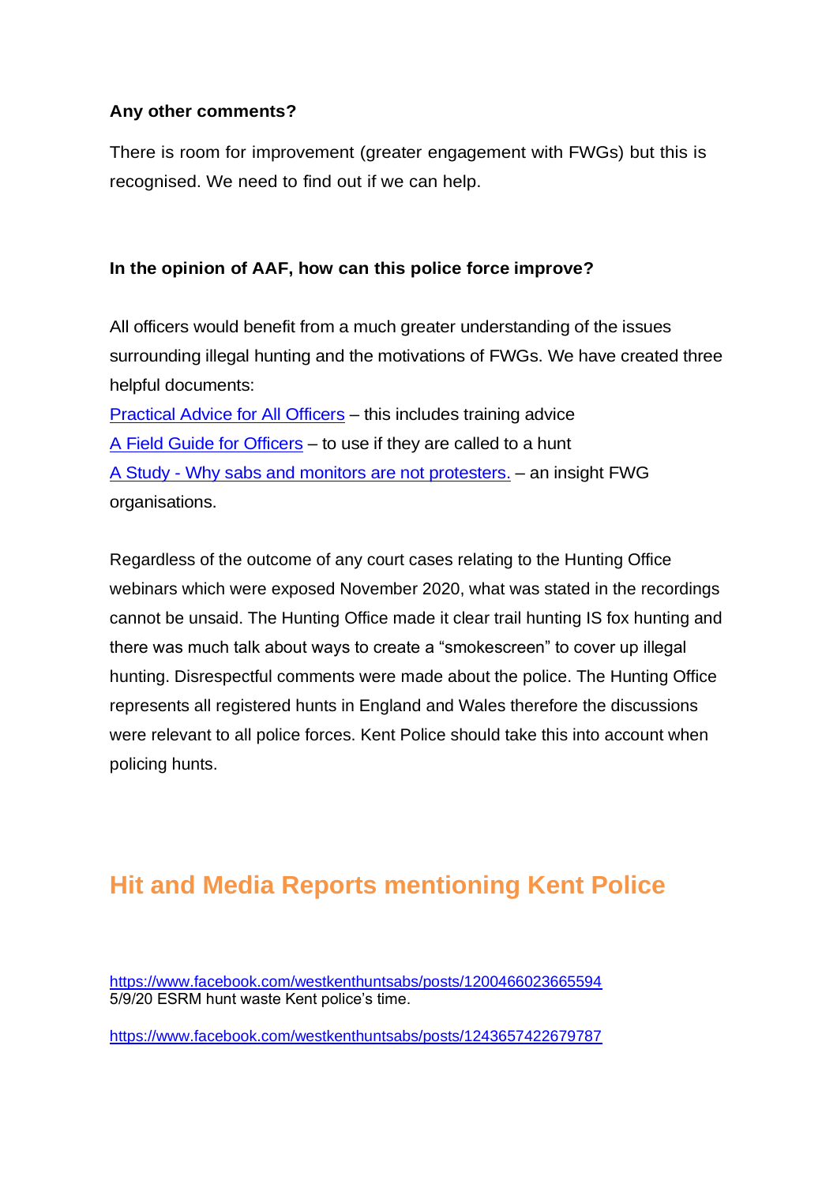**Any other comments?**

There is room for improvement (greater engagement with FWGs) but this is recognised. We need to find out if we can help.

**In the opinion of AAF, how can this police force improve?**

All officers would benefit from a much greater understanding of the issues surrounding illegal hunting and the motivations of FWGs. We have created three helpful documents:

Practical Advice for All Officers – this includes training advice
A Field Guide for Officers – to use if they are called to a hunt
A Study - Why sabs and monitors are not protesters. – an insight FWG organisations.

Regardless of the outcome of any court cases relating to the Hunting Office webinars which were exposed November 2020, what was stated in the recordings cannot be unsaid. The Hunting Office made it clear trail hunting IS fox hunting and there was much talk about ways to create a "smokescreen" to cover up illegal hunting. Disrespectful comments were made about the police. The Hunting Office represents all registered hunts in England and Wales therefore the discussions were relevant to all police forces. Kent Police should take this into account when policing hunts.

## Hit and Media Reports mentioning Kent Police

https://www.facebook.com/westkenthuntsabs/posts/1200466023665594
5/9/20 ESRM hunt waste Kent police's time.

https://www.facebook.com/westkenthuntsabs/posts/1243657422679787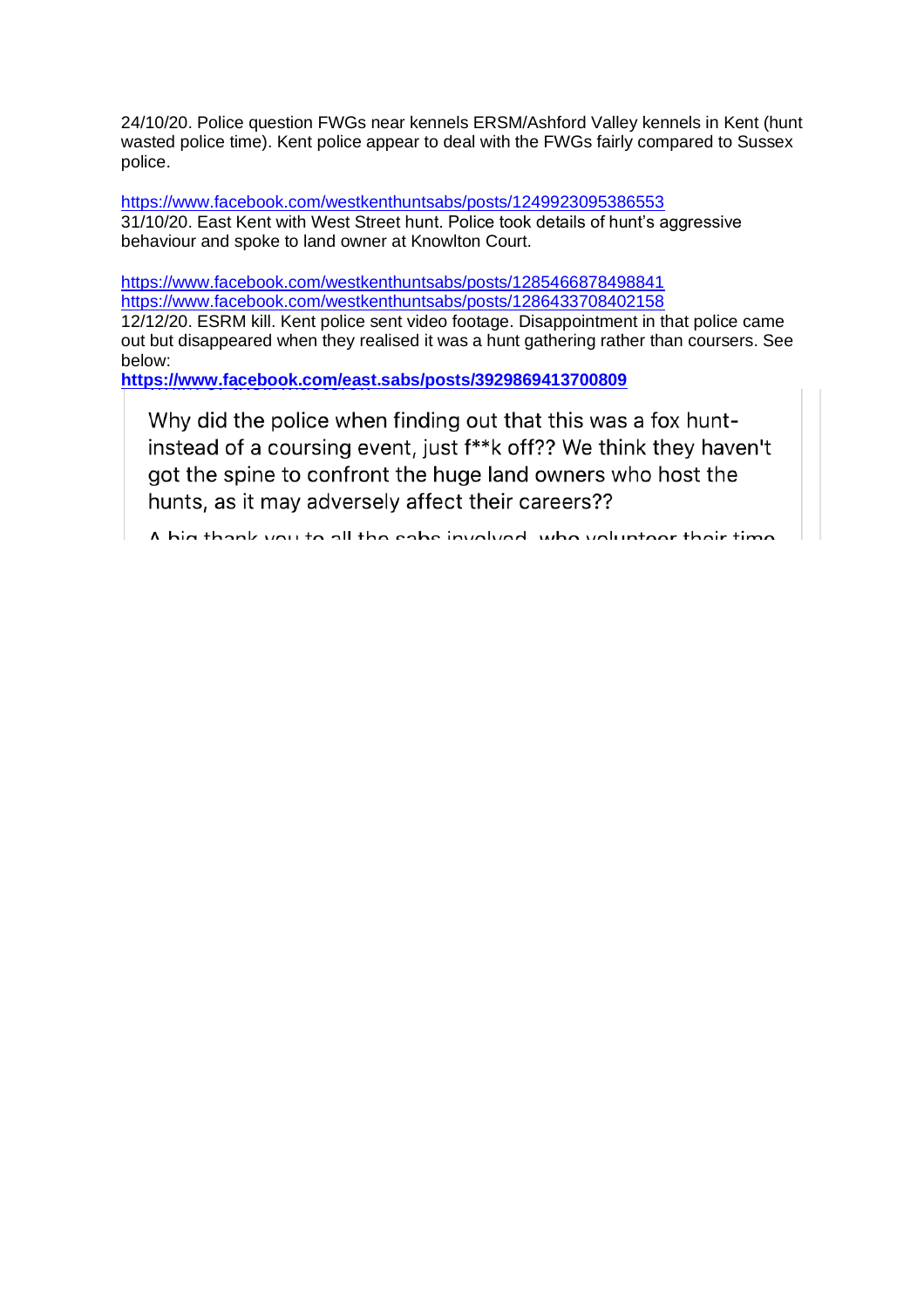24/10/20. Police question FWGs near kennels ERSM/Ashford Valley kennels in Kent (hunt wasted police time). Kent police appear to deal with the FWGs fairly compared to Sussex police.

https://www.facebook.com/westkenthuntsabs/posts/1249923095386553
31/10/20. East Kent with West Street hunt. Police took details of hunt's aggressive behaviour and spoke to land owner at Knowlton Court.

https://www.facebook.com/westkenthuntsabs/posts/1285466878498841
https://www.facebook.com/westkenthuntsabs/posts/1286433708402158
12/12/20. ESRM kill. Kent police sent video footage. Disappointment in that police came out but disappeared when they realised it was a hunt gathering rather than coursers. See below:
**https://www.facebook.com/east.sabs/posts/3929869413700809**

> Why did the police when finding out that this was a fox hunt- instead of a coursing event, just f**k off?? We think they haven't got the spine to confront the huge land owners who host the hunts, as it may adversely affect their careers??
>
> A big thank you to all the sabs involved, who volunteer their time